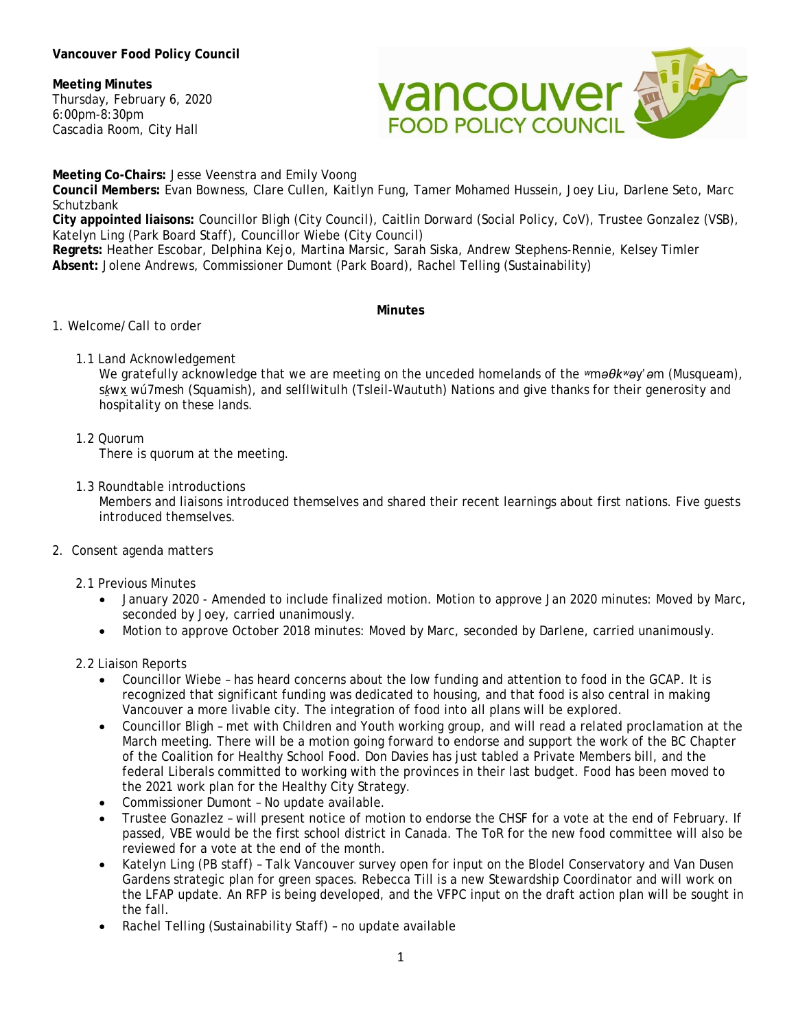**Vancouver Food Policy Council**

**Meeting Minutes**
Thursday, February 6, 2020
6:00pm-8:30pm
Cascadia Room, City Hall

**Meeting Co-Chairs:** Jesse Veenstra and Emily Voong
**Council Members:** Evan Bowness, Clare Cullen, Kaitlyn Fung, Tamer Mohamed Hussein, Joey Liu, Darlene Seto, Marc Schutzbank
**City appointed liaisons:** Councillor Bligh (City Council), Caitlin Dorward (Social Policy, CoV), Trustee Gonzalez (VSB), Katelyn Ling (Park Board Staff), Councillor Wiebe (City Council)
**Regrets:** Heather Escobar, Delphina Kejo, Martina Marsic, Sarah Siska, Andrew Stephens-Rennie, Kelsey Timler
**Absent:** Jolene Andrews, Commissioner Dumont (Park Board), Rachel Telling (Sustainability)

**Minutes**

1. Welcome/Call to order

   1.1 Land Acknowledgement
   We gratefully acknowledge that we are meeting on the unceded homelands of the ʷməθkʷəy̓əm (Musqueam), sḵwx̱wú7mesh (Squamish), and selílwitulh (Tsleil-Waututh) Nations and give thanks for their generosity and hospitality on these lands.

   1.2 Quorum
   There is quorum at the meeting.

   1.3 Roundtable introductions
   Members and liaisons introduced themselves and shared their recent learnings about first nations. Five guests introduced themselves.

2. Consent agenda matters

   2.1 Previous Minutes
   - January 2020 - Amended to include finalized motion. Motion to approve Jan 2020 minutes: Moved by Marc, seconded by Joey, carried unanimously.
   - Motion to approve October 2018 minutes: Moved by Marc, seconded by Darlene, carried unanimously.

   2.2 Liaison Reports
   - Councillor Wiebe – has heard concerns about the low funding and attention to food in the GCAP. It is recognized that significant funding was dedicated to housing, and that food is also central in making Vancouver a more livable city. The integration of food into all plans will be explored.
   - Councillor Bligh – met with Children and Youth working group, and will read a related proclamation at the March meeting. There will be a motion going forward to endorse and support the work of the BC Chapter of the Coalition for Healthy School Food. Don Davies has just tabled a Private Members bill, and the federal Liberals committed to working with the provinces in their last budget. Food has been moved to the 2021 work plan for the Healthy City Strategy.
   - Commissioner Dumont – No update available.
   - Trustee Gonazlez – will present notice of motion to endorse the CHSF for a vote at the end of February. If passed, VBE would be the first school district in Canada. The ToR for the new food committee will also be reviewed for a vote at the end of the month.
   - Katelyn Ling (PB staff) – Talk Vancouver survey open for input on the Blodel Conservatory and Van Dusen Gardens strategic plan for green spaces. Rebecca Till is a new Stewardship Coordinator and will work on the LFAP update. An RFP is being developed, and the VFPC input on the draft action plan will be sought in the fall.
   - Rachel Telling (Sustainability Staff) – no update available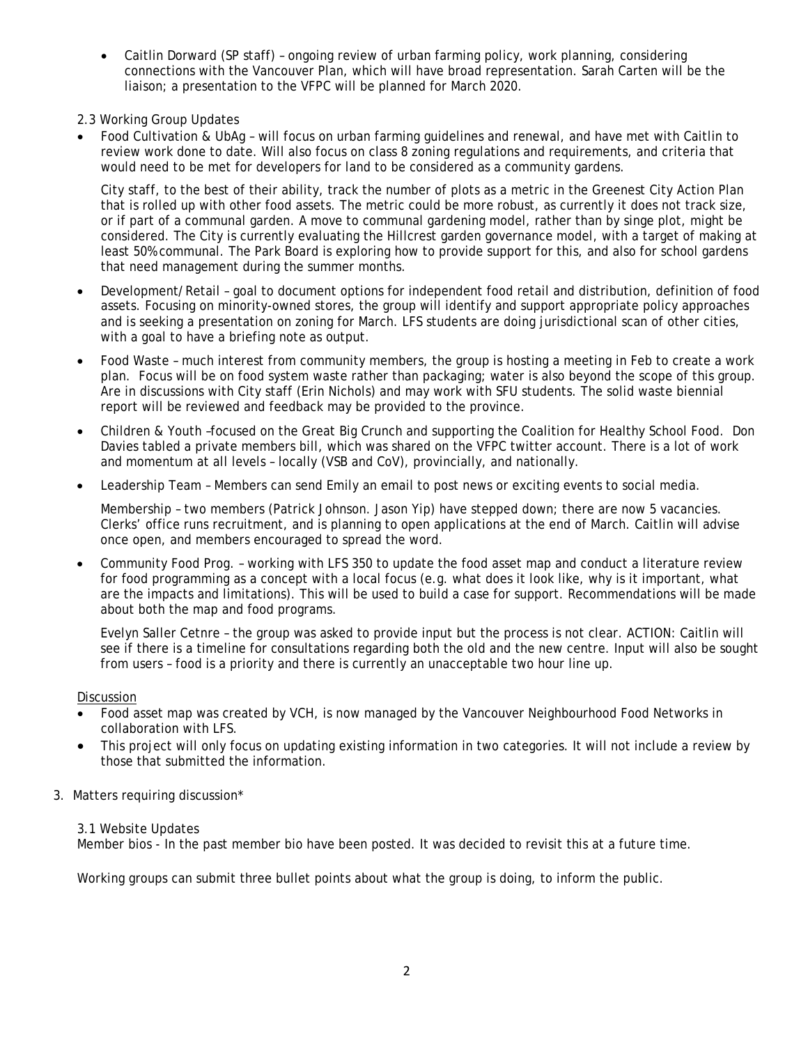- Caitlin Dorward (SP staff) – ongoing review of urban farming policy, work planning, considering connections with the Vancouver Plan, which will have broad representation. Sarah Carten will be the liaison; a presentation to the VFPC will be planned for March 2020.

2.3 Working Group Updates

- Food Cultivation & UbAg – will focus on urban farming guidelines and renewal, and have met with Caitlin to review work done to date. Will also focus on class 8 zoning regulations and requirements, and criteria that would need to be met for developers for land to be considered as a community gardens.

  City staff, to the best of their ability, track the number of plots as a metric in the Greenest City Action Plan that is rolled up with other food assets. The metric could be more robust, as currently it does not track size, or if part of a communal garden. A move to communal gardening model, rather than by singe plot, might be considered. The City is currently evaluating the Hillcrest garden governance model, with a target of making at least 50% communal. The Park Board is exploring how to provide support for this, and also for school gardens that need management during the summer months.

- Development/Retail – goal to document options for independent food retail and distribution, definition of food assets. Focusing on minority-owned stores, the group will identify and support appropriate policy approaches and is seeking a presentation on zoning for March. LFS students are doing jurisdictional scan of other cities, with a goal to have a briefing note as output.

- Food Waste – much interest from community members, the group is hosting a meeting in Feb to create a work plan. Focus will be on food system waste rather than packaging; water is also beyond the scope of this group. Are in discussions with City staff (Erin Nichols) and may work with SFU students. The solid waste biennial report will be reviewed and feedback may be provided to the province.

- Children & Youth –focused on the Great Big Crunch and supporting the Coalition for Healthy School Food. Don Davies tabled a private members bill, which was shared on the VFPC twitter account. There is a lot of work and momentum at all levels – locally (VSB and CoV), provincially, and nationally.

- Leadership Team – Members can send Emily an email to post news or exciting events to social media.

  Membership – two members (Patrick Johnson. Jason Yip) have stepped down; there are now 5 vacancies. Clerks' office runs recruitment, and is planning to open applications at the end of March. Caitlin will advise once open, and members encouraged to spread the word.

- Community Food Prog. – working with LFS 350 to update the food asset map and conduct a literature review for food programming as a concept with a local focus (e.g. what does it look like, why is it important, what are the impacts and limitations). This will be used to build a case for support. Recommendations will be made about both the map and food programs.

  Evelyn Saller Cetnre – the group was asked to provide input but the process is not clear. ACTION: Caitlin will see if there is a timeline for consultations regarding both the old and the new centre. Input will also be sought from users – food is a priority and there is currently an unacceptable two hour line up.

Discussion

- Food asset map was created by VCH, is now managed by the Vancouver Neighbourhood Food Networks in collaboration with LFS.
- This project will only focus on updating existing information in two categories. It will not include a review by those that submitted the information.

3. Matters requiring discussion*

3.1 Website Updates

Member bios - In the past member bio have been posted. It was decided to revisit this at a future time.

Working groups can submit three bullet points about what the group is doing, to inform the public.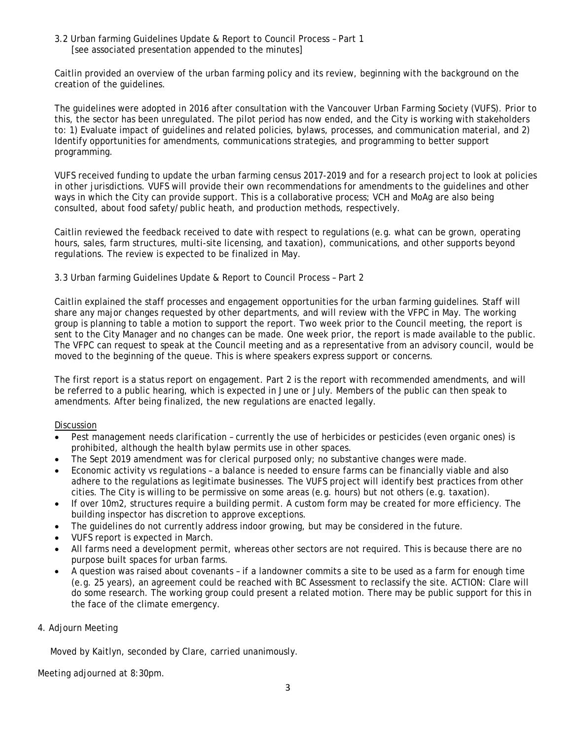3.2 Urban farming Guidelines Update & Report to Council Process – Part 1
[see associated presentation appended to the minutes]

Caitlin provided an overview of the urban farming policy and its review, beginning with the background on the creation of the guidelines.

The guidelines were adopted in 2016 after consultation with the Vancouver Urban Farming Society (VUFS). Prior to this, the sector has been unregulated. The pilot period has now ended, and the City is working with stakeholders to: 1) Evaluate impact of guidelines and related policies, bylaws, processes, and communication material, and 2) Identify opportunities for amendments, communications strategies, and programming to better support programming.

VUFS received funding to update the urban farming census 2017-2019 and for a research project to look at policies in other jurisdictions. VUFS will provide their own recommendations for amendments to the guidelines and other ways in which the City can provide support. This is a collaborative process; VCH and MoAg are also being consulted, about food safety/public heath, and production methods, respectively.

Caitlin reviewed the feedback received to date with respect to regulations (e.g. what can be grown, operating hours, sales, farm structures, multi-site licensing, and taxation), communications, and other supports beyond regulations. The review is expected to be finalized in May.

3.3 Urban farming Guidelines Update & Report to Council Process – Part 2

Caitlin explained the staff processes and engagement opportunities for the urban farming guidelines. Staff will share any major changes requested by other departments, and will review with the VFPC in May. The working group is planning to table a motion to support the report. Two week prior to the Council meeting, the report is sent to the City Manager and no changes can be made. One week prior, the report is made available to the public. The VFPC can request to speak at the Council meeting and as a representative from an advisory council, would be moved to the beginning of the queue. This is where speakers express support or concerns.

The first report is a status report on engagement. Part 2 is the report with recommended amendments, and will be referred to a public hearing, which is expected in June or July. Members of the public can then speak to amendments. After being finalized, the new regulations are enacted legally.

Discussion

- Pest management needs clarification – currently the use of herbicides or pesticides (even organic ones) is prohibited, although the health bylaw permits use in other spaces.
- The Sept 2019 amendment was for clerical purposed only; no substantive changes were made.
- Economic activity vs regulations – a balance is needed to ensure farms can be financially viable and also adhere to the regulations as legitimate businesses. The VUFS project will identify best practices from other cities. The City is willing to be permissive on some areas (e.g. hours) but not others (e.g. taxation).
- If over 10m2, structures require a building permit. A custom form may be created for more efficiency. The building inspector has discretion to approve exceptions.
- The guidelines do not currently address indoor growing, but may be considered in the future.
- VUFS report is expected in March.
- All farms need a development permit, whereas other sectors are not required. This is because there are no purpose built spaces for urban farms.
- A question was raised about covenants – if a landowner commits a site to be used as a farm for enough time (e.g. 25 years), an agreement could be reached with BC Assessment to reclassify the site. ACTION: Clare will do some research. The working group could present a related motion. There may be public support for this in the face of the climate emergency.

4. Adjourn Meeting

Moved by Kaitlyn, seconded by Clare, carried unanimously.

Meeting adjourned at 8:30pm.